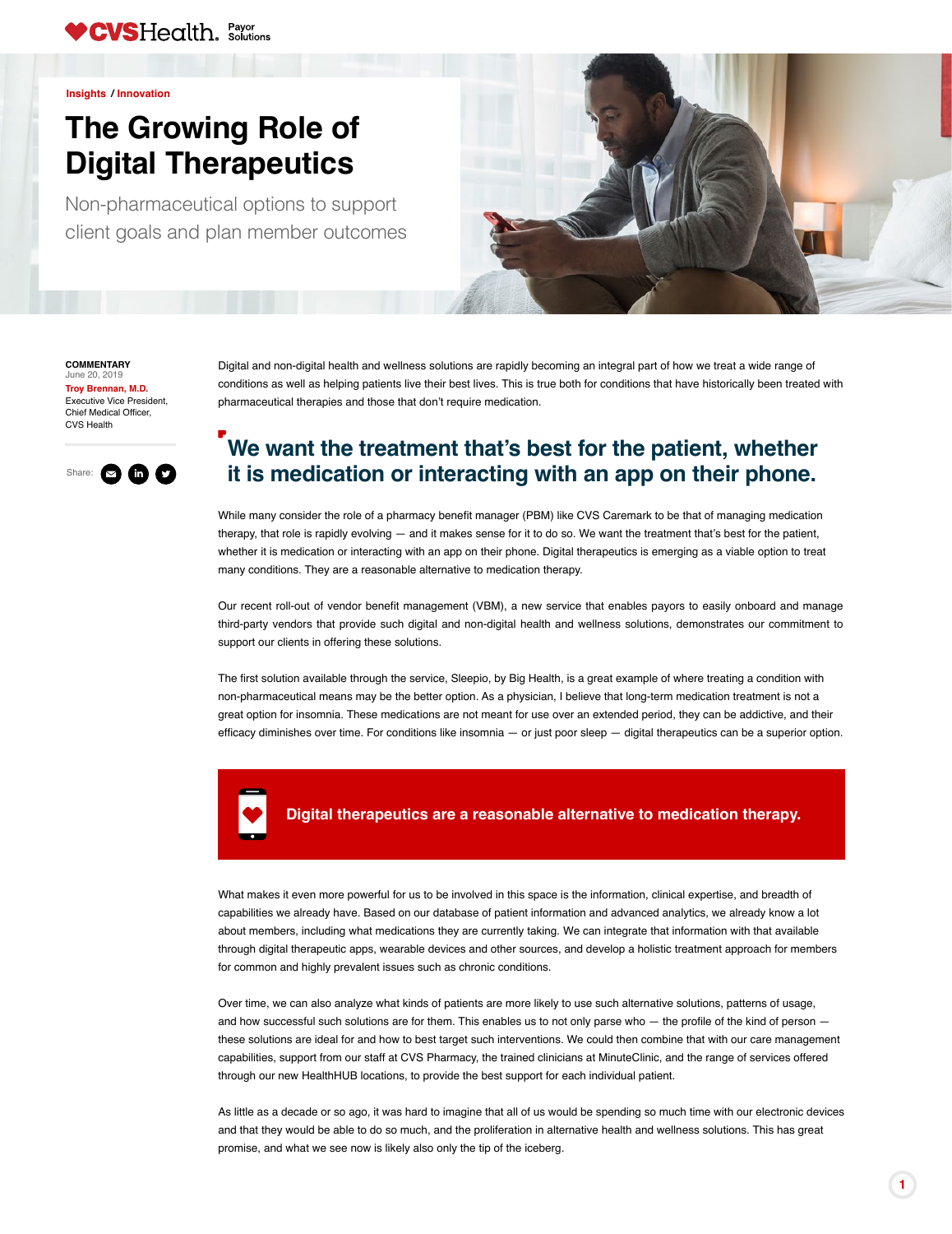CVS Health. Payor Solutions

Insights / Innovation

# The Growing Role of Digital Therapeutics

Non-pharmaceutical options to support client goals and plan member outcomes

**COMMENTARY**
June 20, 2019
**Troy Brennan, M.D.**
Executive Vice President,
Chief Medical Officer,
CVS Health

Share:

Digital and non-digital health and wellness solutions are rapidly becoming an integral part of how we treat a wide range of conditions as well as helping patients live their best lives. This is true both for conditions that have historically been treated with pharmaceutical therapies and those that don't require medication.

## We want the treatment that's best for the patient, whether it is medication or interacting with an app on their phone.

While many consider the role of a pharmacy benefit manager (PBM) like CVS Caremark to be that of managing medication therapy, that role is rapidly evolving — and it makes sense for it to do so. We want the treatment that's best for the patient, whether it is medication or interacting with an app on their phone. Digital therapeutics is emerging as a viable option to treat many conditions. They are a reasonable alternative to medication therapy.

Our recent roll-out of vendor benefit management (VBM), a new service that enables payors to easily onboard and manage third-party vendors that provide such digital and non-digital health and wellness solutions, demonstrates our commitment to support our clients in offering these solutions.

The first solution available through the service, Sleepio, by Big Health, is a great example of where treating a condition with non-pharmaceutical means may be the better option. As a physician, I believe that long-term medication treatment is not a great option for insomnia. These medications are not meant for use over an extended period, they can be addictive, and their efficacy diminishes over time. For conditions like insomnia — or just poor sleep — digital therapeutics can be a superior option.

**Digital therapeutics are a reasonable alternative to medication therapy.**

What makes it even more powerful for us to be involved in this space is the information, clinical expertise, and breadth of capabilities we already have. Based on our database of patient information and advanced analytics, we already know a lot about members, including what medications they are currently taking. We can integrate that information with that available through digital therapeutic apps, wearable devices and other sources, and develop a holistic treatment approach for members for common and highly prevalent issues such as chronic conditions.

Over time, we can also analyze what kinds of patients are more likely to use such alternative solutions, patterns of usage, and how successful such solutions are for them. This enables us to not only parse who — the profile of the kind of person — these solutions are ideal for and how to best target such interventions. We could then combine that with our care management capabilities, support from our staff at CVS Pharmacy, the trained clinicians at MinuteClinic, and the range of services offered through our new HealthHUB locations, to provide the best support for each individual patient.

As little as a decade or so ago, it was hard to imagine that all of us would be spending so much time with our electronic devices and that they would be able to do so much, and the proliferation in alternative health and wellness solutions. This has great promise, and what we see now is likely also only the tip of the iceberg.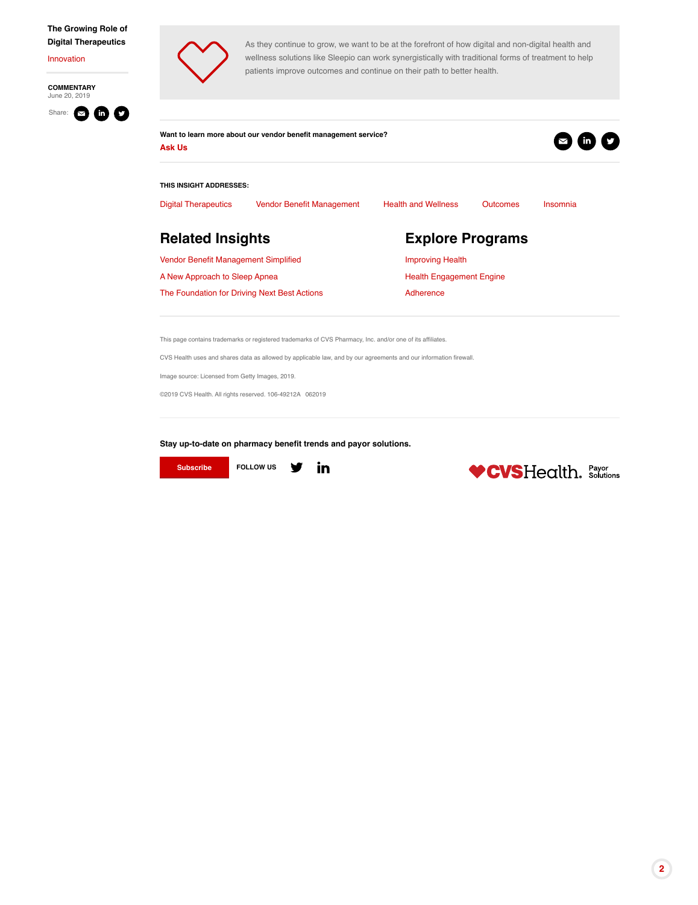The Growing Role of Digital Therapeutics

Innovation

**COMMENTARY**
June 20, 2019

Share:

> As they continue to grow, we want to be at the forefront of how digital and non-digital health and wellness solutions like Sleepio can work synergistically with traditional forms of treatment to help patients improve outcomes and continue on their path to better health.

**Want to learn more about our vendor benefit management service?**
**Ask Us**

**THIS INSIGHT ADDRESSES:**

Digital Therapeutics | Vendor Benefit Management | Health and Wellness | Outcomes | Insomnia

## Related Insights

- Vendor Benefit Management Simplified
- A New Approach to Sleep Apnea
- The Foundation for Driving Next Best Actions

## Explore Programs

- Improving Health
- Health Engagement Engine
- Adherence

This page contains trademarks or registered trademarks of CVS Pharmacy, Inc. and/or one of its affiliates.

CVS Health uses and shares data as allowed by applicable law, and by our agreements and our information firewall.

Image source: Licensed from Getty Images, 2019.

©2019 CVS Health. All rights reserved. 106-49212A 062019

**Stay up-to-date on pharmacy benefit trends and payor solutions.**

Subscribe

FOLLOW US

CVSHealth. Payor Solutions